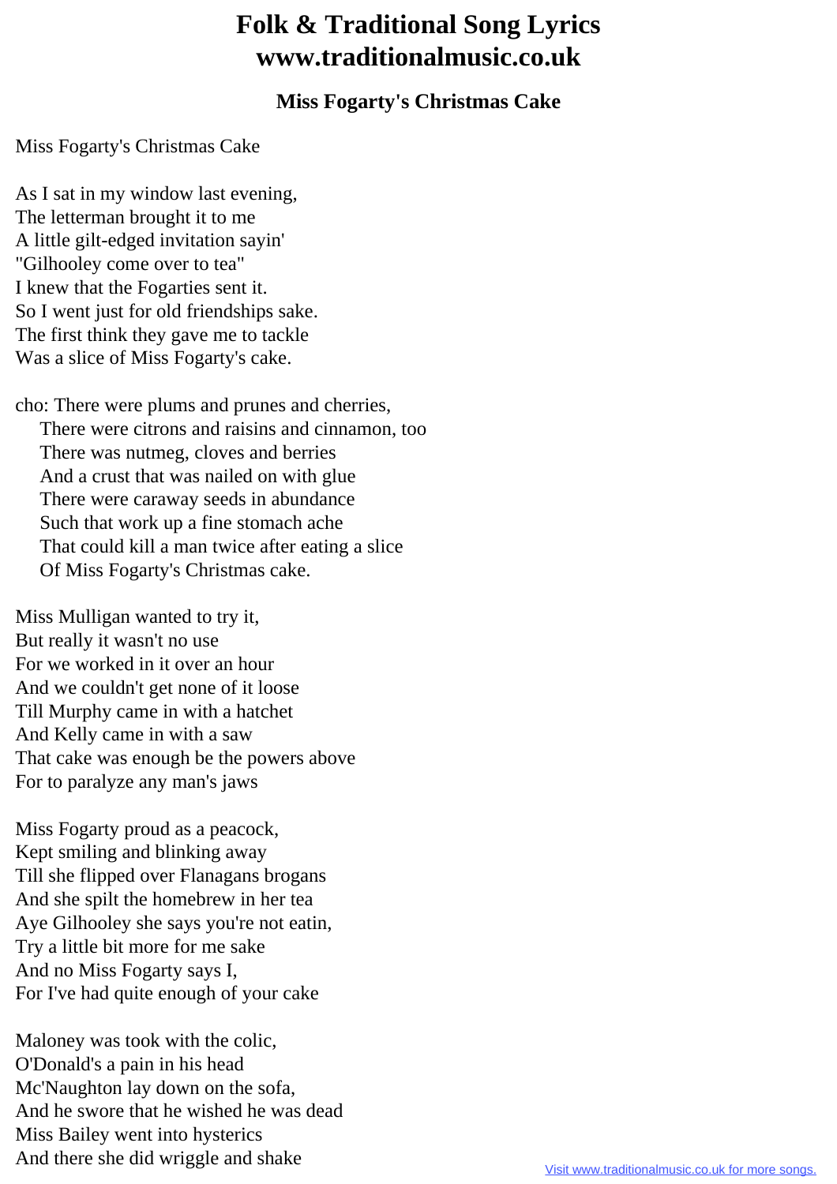# Folk & Traditional Song Lyrics
# www.traditionalmusic.co.uk

### Miss Fogarty's Christmas Cake

Miss Fogarty's Christmas Cake

As I sat in my window last evening,  
The letterman brought it to me  
A little gilt-edged invitation sayin'  
"Gilhooley come over to tea"  
I knew that the Fogarties sent it.  
So I went just for old friendships sake.  
The first think they gave me to tackle  
Was a slice of Miss Fogarty's cake.

cho: There were plums and prunes and cherries,  
There were citrons and raisins and cinnamon, too  
There was nutmeg, cloves and berries  
And a crust that was nailed on with glue  
There were caraway seeds in abundance  
Such that work up a fine stomach ache  
That could kill a man twice after eating a slice  
Of Miss Fogarty's Christmas cake.

Miss Mulligan wanted to try it,  
But really it wasn't no use  
For we worked in it over an hour  
And we couldn't get none of it loose  
Till Murphy came in with a hatchet  
And Kelly came in with a saw  
That cake was enough be the powers above  
For to paralyze any man's jaws

Miss Fogarty proud as a peacock,  
Kept smiling and blinking away  
Till she flipped over Flanagans brogans  
And she spilt the homebrew in her tea  
Aye Gilhooley she says you're not eatin,  
Try a little bit more for me sake  
And no Miss Fogarty says I,  
For I've had quite enough of your cake

Maloney was took with the colic,  
O'Donald's a pain in his head  
Mc'Naughton lay down on the sofa,  
And he swore that he wished he was dead  
Miss Bailey went into hysterics  
And there she did wriggle and shake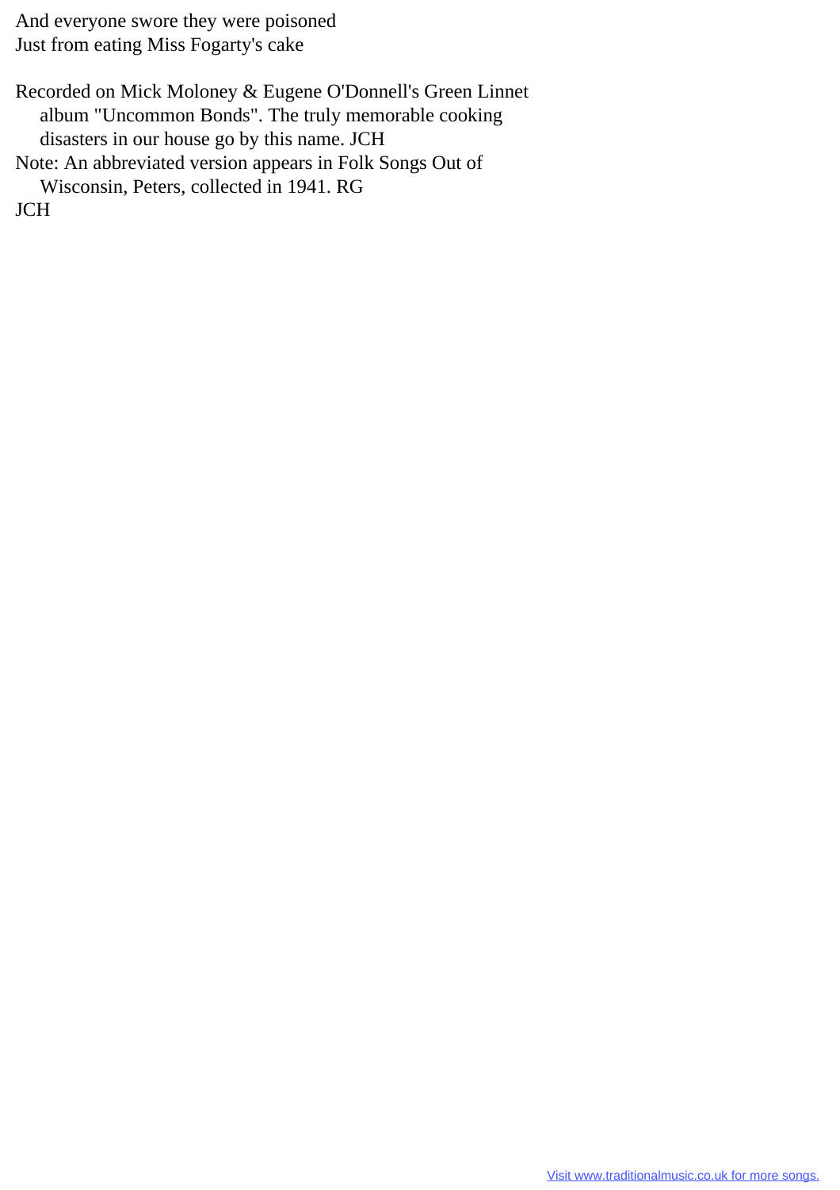And everyone swore they were poisoned
Just from eating Miss Fogarty's cake

Recorded on Mick Moloney & Eugene O'Donnell's Green Linnet album "Uncommon Bonds". The truly memorable cooking disasters in our house go by this name. JCH

Note: An abbreviated version appears in Folk Songs Out of Wisconsin, Peters, collected in 1941. RG

JCH